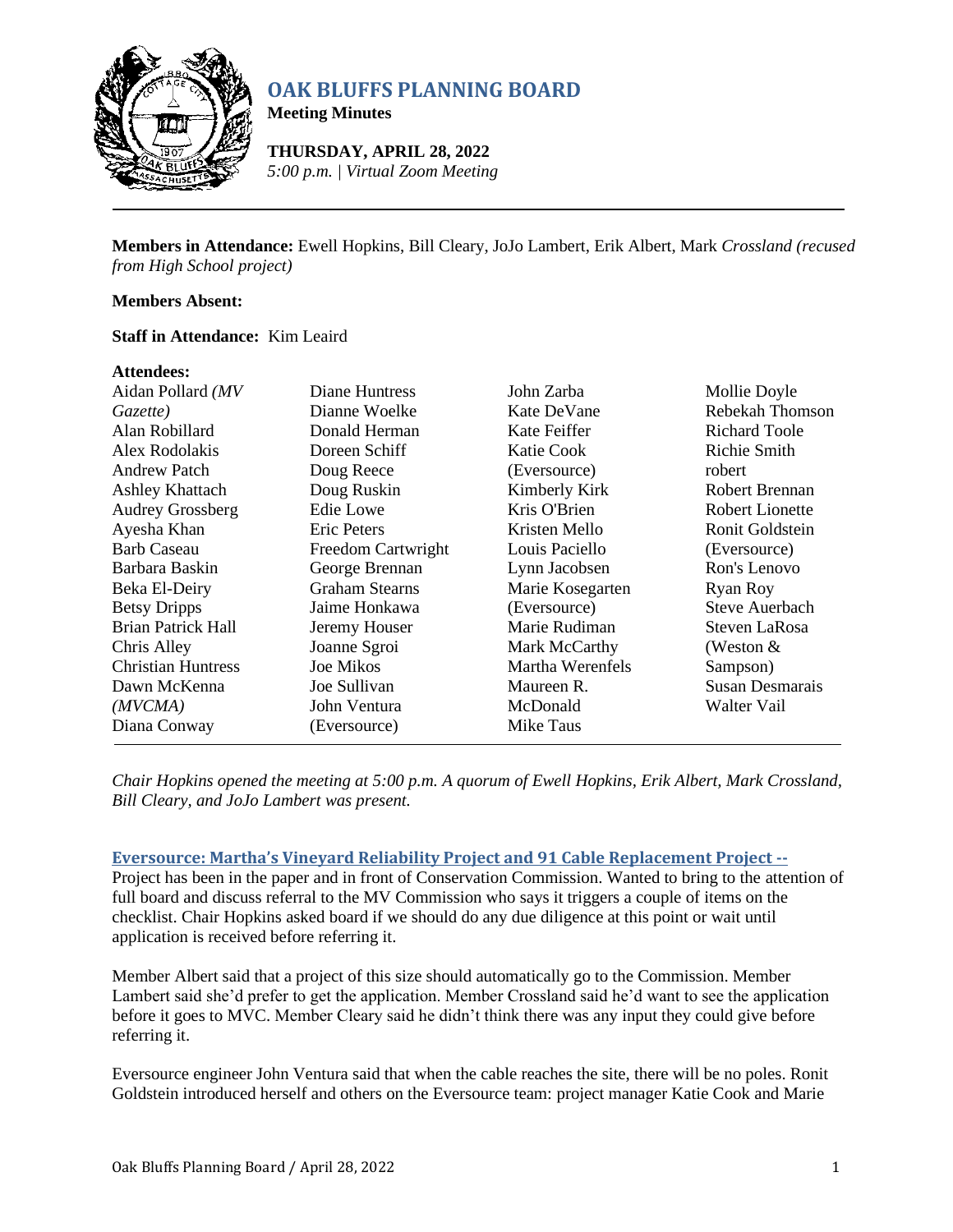# OAK BLUFFS PLANNING BOARD

**Meeting Minutes**

**THURSDAY, APRIL 28, 2022**
*5:00 p.m. | Virtual Zoom Meeting*

---

**Members in Attendance:** Ewell Hopkins, Bill Cleary, JoJo Lambert, Erik Albert, Mark *Crossland (recused from High School project)*

**Members Absent:**

**Staff in Attendance:** Kim Leaird

**Attendees:**

Aidan Pollard *(MV Gazette)*
Alan Robillard
Alex Rodolakis
Andrew Patch
Ashley Khattach
Audrey Grossberg
Ayesha Khan
Barb Caseau
Barbara Baskin
Beka El-Deiry
Betsy Dripps
Brian Patrick Hall
Chris Alley
Christian Huntress
Dawn McKenna *(MVCMA)*
Diana Conway
Diane Huntress
Dianne Woelke
Donald Herman
Doreen Schiff
Doug Reece
Doug Ruskin
Edie Lowe
Eric Peters
Freedom Cartwright
George Brennan
Graham Stearns
Jaime Honkawa
Jeremy Houser
Joanne Sgroi
Joe Mikos
Joe Sullivan
John Ventura (Eversource)
John Zarba
Kate DeVane
Kate Feiffer
Katie Cook (Eversource)
Kimberly Kirk
Kris O'Brien
Kristen Mello
Louis Paciello
Lynn Jacobsen
Marie Kosegarten (Eversource)
Marie Rudiman
Mark McCarthy
Martha Werenfels
Maureen R. McDonald
Mike Taus
Mollie Doyle
Rebekah Thomson
Richard Toole
Richie Smith
robert
Robert Brennan
Robert Lionette
Ronit Goldstein (Eversource)
Ron's Lenovo
Ryan Roy
Steve Auerbach
Steven LaRosa (Weston & Sampson)
Susan Desmarais
Walter Vail

---

*Chair Hopkins opened the meeting at 5:00 p.m. A quorum of Ewell Hopkins, Erik Albert, Mark Crossland, Bill Cleary, and JoJo Lambert was present.*

## Eversource: Martha's Vineyard Reliability Project and 91 Cable Replacement Project --

Project has been in the paper and in front of Conservation Commission. Wanted to bring to the attention of full board and discuss referral to the MV Commission who says it triggers a couple of items on the checklist. Chair Hopkins asked board if we should do any due diligence at this point or wait until application is received before referring it.

Member Albert said that a project of this size should automatically go to the Commission. Member Lambert said she'd prefer to get the application. Member Crossland said he'd want to see the application before it goes to MVC. Member Cleary said he didn't think there was any input they could give before referring it.

Eversource engineer John Ventura said that when the cable reaches the site, there will be no poles. Ronit Goldstein introduced herself and others on the Eversource team: project manager Katie Cook and Marie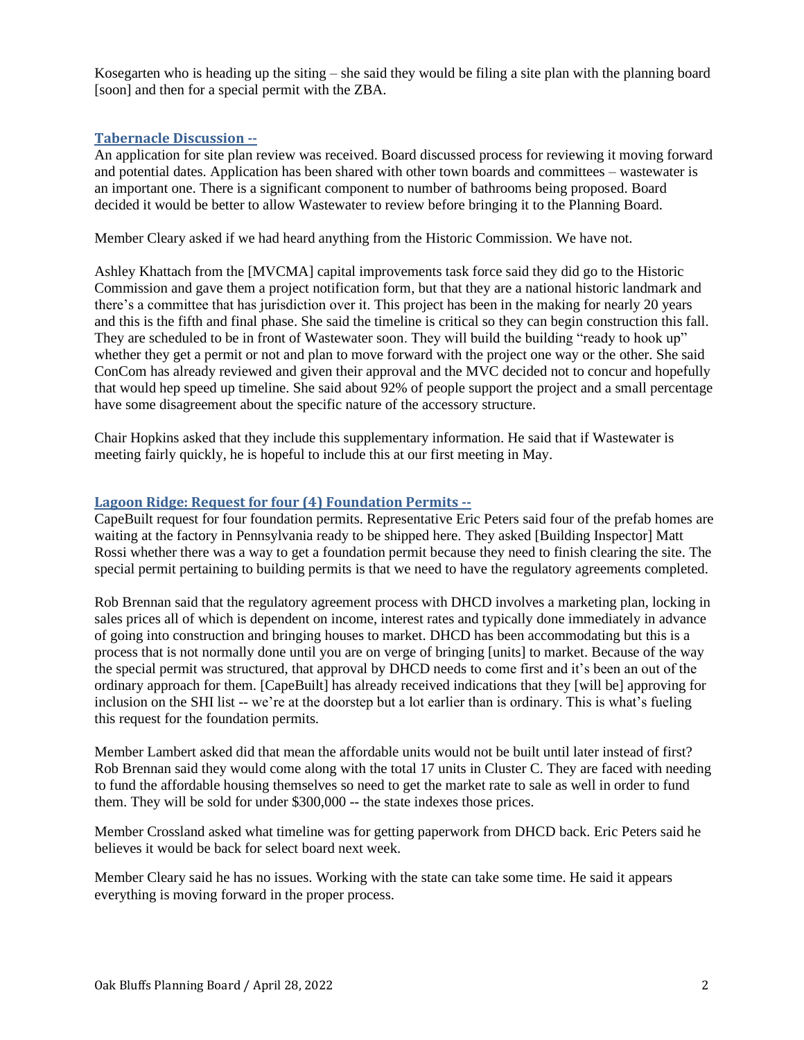Kosegarten who is heading up the siting – she said they would be filing a site plan with the planning board [soon] and then for a special permit with the ZBA.

### Tabernacle Discussion --

An application for site plan review was received. Board discussed process for reviewing it moving forward and potential dates. Application has been shared with other town boards and committees – wastewater is an important one. There is a significant component to number of bathrooms being proposed. Board decided it would be better to allow Wastewater to review before bringing it to the Planning Board.

Member Cleary asked if we had heard anything from the Historic Commission. We have not.

Ashley Khattach from the [MVCMA] capital improvements task force said they did go to the Historic Commission and gave them a project notification form, but that they are a national historic landmark and there's a committee that has jurisdiction over it. This project has been in the making for nearly 20 years and this is the fifth and final phase. She said the timeline is critical so they can begin construction this fall. They are scheduled to be in front of Wastewater soon. They will build the building "ready to hook up" whether they get a permit or not and plan to move forward with the project one way or the other. She said ConCom has already reviewed and given their approval and the MVC decided not to concur and hopefully that would hep speed up timeline. She said about 92% of people support the project and a small percentage have some disagreement about the specific nature of the accessory structure.

Chair Hopkins asked that they include this supplementary information. He said that if Wastewater is meeting fairly quickly, he is hopeful to include this at our first meeting in May.

### Lagoon Ridge: Request for four (4) Foundation Permits --

CapeBuilt request for four foundation permits. Representative Eric Peters said four of the prefab homes are waiting at the factory in Pennsylvania ready to be shipped here. They asked [Building Inspector] Matt Rossi whether there was a way to get a foundation permit because they need to finish clearing the site. The special permit pertaining to building permits is that we need to have the regulatory agreements completed.

Rob Brennan said that the regulatory agreement process with DHCD involves a marketing plan, locking in sales prices all of which is dependent on income, interest rates and typically done immediately in advance of going into construction and bringing houses to market. DHCD has been accommodating but this is a process that is not normally done until you are on verge of bringing [units] to market. Because of the way the special permit was structured, that approval by DHCD needs to come first and it's been an out of the ordinary approach for them. [CapeBuilt] has already received indications that they [will be] approving for inclusion on the SHI list -- we're at the doorstep but a lot earlier than is ordinary. This is what's fueling this request for the foundation permits.

Member Lambert asked did that mean the affordable units would not be built until later instead of first? Rob Brennan said they would come along with the total 17 units in Cluster C. They are faced with needing to fund the affordable housing themselves so need to get the market rate to sale as well in order to fund them. They will be sold for under $300,000 -- the state indexes those prices.

Member Crossland asked what timeline was for getting paperwork from DHCD back. Eric Peters said he believes it would be back for select board next week.

Member Cleary said he has no issues. Working with the state can take some time. He said it appears everything is moving forward in the proper process.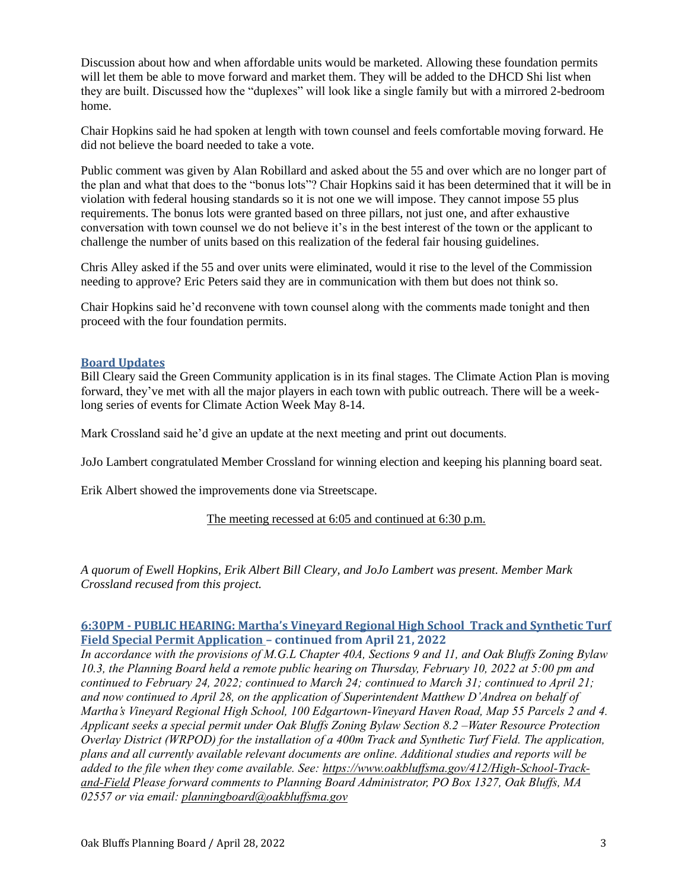Discussion about how and when affordable units would be marketed. Allowing these foundation permits will let them be able to move forward and market them. They will be added to the DHCD Shi list when they are built. Discussed how the "duplexes" will look like a single family but with a mirrored 2-bedroom home.

Chair Hopkins said he had spoken at length with town counsel and feels comfortable moving forward. He did not believe the board needed to take a vote.

Public comment was given by Alan Robillard and asked about the 55 and over which are no longer part of the plan and what that does to the "bonus lots"? Chair Hopkins said it has been determined that it will be in violation with federal housing standards so it is not one we will impose. They cannot impose 55 plus requirements. The bonus lots were granted based on three pillars, not just one, and after exhaustive conversation with town counsel we do not believe it's in the best interest of the town or the applicant to challenge the number of units based on this realization of the federal fair housing guidelines.

Chris Alley asked if the 55 and over units were eliminated, would it rise to the level of the Commission needing to approve? Eric Peters said they are in communication with them but does not think so.

Chair Hopkins said he'd reconvene with town counsel along with the comments made tonight and then proceed with the four foundation permits.

## Board Updates

Bill Cleary said the Green Community application is in its final stages. The Climate Action Plan is moving forward, they've met with all the major players in each town with public outreach. There will be a week-long series of events for Climate Action Week May 8-14.

Mark Crossland said he'd give an update at the next meeting and print out documents.

JoJo Lambert congratulated Member Crossland for winning election and keeping his planning board seat.

Erik Albert showed the improvements done via Streetscape.

The meeting recessed at 6:05 and continued at 6:30 p.m.

*A quorum of Ewell Hopkins, Erik Albert Bill Cleary, and JoJo Lambert was present. Member Mark Crossland recused from this project.*

## 6:30PM - PUBLIC HEARING: Martha's Vineyard Regional High School Track and Synthetic Turf Field Special Permit Application – continued from April 21, 2022

*In accordance with the provisions of M.G.L Chapter 40A, Sections 9 and 11, and Oak Bluffs Zoning Bylaw 10.3, the Planning Board held a remote public hearing on Thursday, February 10, 2022 at 5:00 pm and continued to February 24, 2022; continued to March 24; continued to March 31; continued to April 21; and now continued to April 28, on the application of Superintendent Matthew D'Andrea on behalf of Martha's Vineyard Regional High School, 100 Edgartown-Vineyard Haven Road, Map 55 Parcels 2 and 4. Applicant seeks a special permit under Oak Bluffs Zoning Bylaw Section 8.2 –Water Resource Protection Overlay District (WRPOD) for the installation of a 400m Track and Synthetic Turf Field. The application, plans and all currently available relevant documents are online. Additional studies and reports will be added to the file when they come available. See: https://www.oakbluffsma.gov/412/High-School-Track-and-Field Please forward comments to Planning Board Administrator, PO Box 1327, Oak Bluffs, MA 02557 or via email: planningboard@oakbluffsma.gov*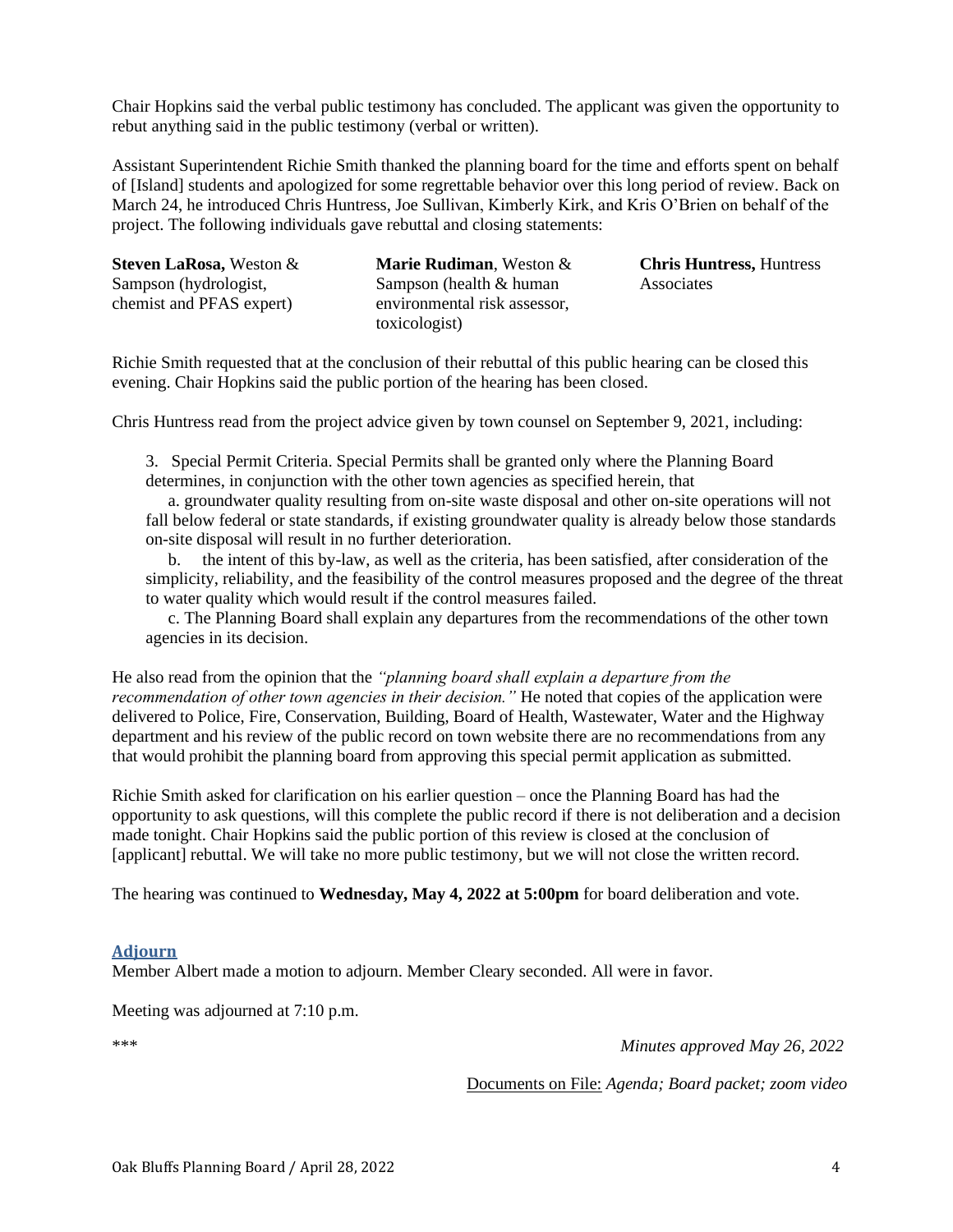Chair Hopkins said the verbal public testimony has concluded. The applicant was given the opportunity to rebut anything said in the public testimony (verbal or written).

Assistant Superintendent Richie Smith thanked the planning board for the time and efforts spent on behalf of [Island] students and apologized for some regrettable behavior over this long period of review. Back on March 24, he introduced Chris Huntress, Joe Sullivan, Kimberly Kirk, and Kris O'Brien on behalf of the project. The following individuals gave rebuttal and closing statements:

**Steven LaRosa,** Weston & Sampson (hydrologist, chemist and PFAS expert)

**Marie Rudiman**, Weston & Sampson (health & human environmental risk assessor, toxicologist)

**Chris Huntress,** Huntress Associates

Richie Smith requested that at the conclusion of their rebuttal of this public hearing can be closed this evening. Chair Hopkins said the public portion of the hearing has been closed.

Chris Huntress read from the project advice given by town counsel on September 9, 2021, including:

> 3. Special Permit Criteria. Special Permits shall be granted only where the Planning Board determines, in conjunction with the other town agencies as specified herein, that
>
> a. groundwater quality resulting from on-site waste disposal and other on-site operations will not fall below federal or state standards, if existing groundwater quality is already below those standards on-site disposal will result in no further deterioration.
>
> b. the intent of this by-law, as well as the criteria, has been satisfied, after consideration of the simplicity, reliability, and the feasibility of the control measures proposed and the degree of the threat to water quality which would result if the control measures failed.
>
> c. The Planning Board shall explain any departures from the recommendations of the other town agencies in its decision.

He also read from the opinion that the *"planning board shall explain a departure from the recommendation of other town agencies in their decision."* He noted that copies of the application were delivered to Police, Fire, Conservation, Building, Board of Health, Wastewater, Water and the Highway department and his review of the public record on town website there are no recommendations from any that would prohibit the planning board from approving this special permit application as submitted.

Richie Smith asked for clarification on his earlier question – once the Planning Board has had the opportunity to ask questions, will this complete the public record if there is not deliberation and a decision made tonight. Chair Hopkins said the public portion of this review is closed at the conclusion of [applicant] rebuttal. We will take no more public testimony, but we will not close the written record.

The hearing was continued to **Wednesday, May 4, 2022 at 5:00pm** for board deliberation and vote.

## Adjourn

Member Albert made a motion to adjourn. Member Cleary seconded. All were in favor.

Meeting was adjourned at 7:10 p.m.

\*\*\* *Minutes approved May 26, 2022*

Documents on File: *Agenda; Board packet; zoom video*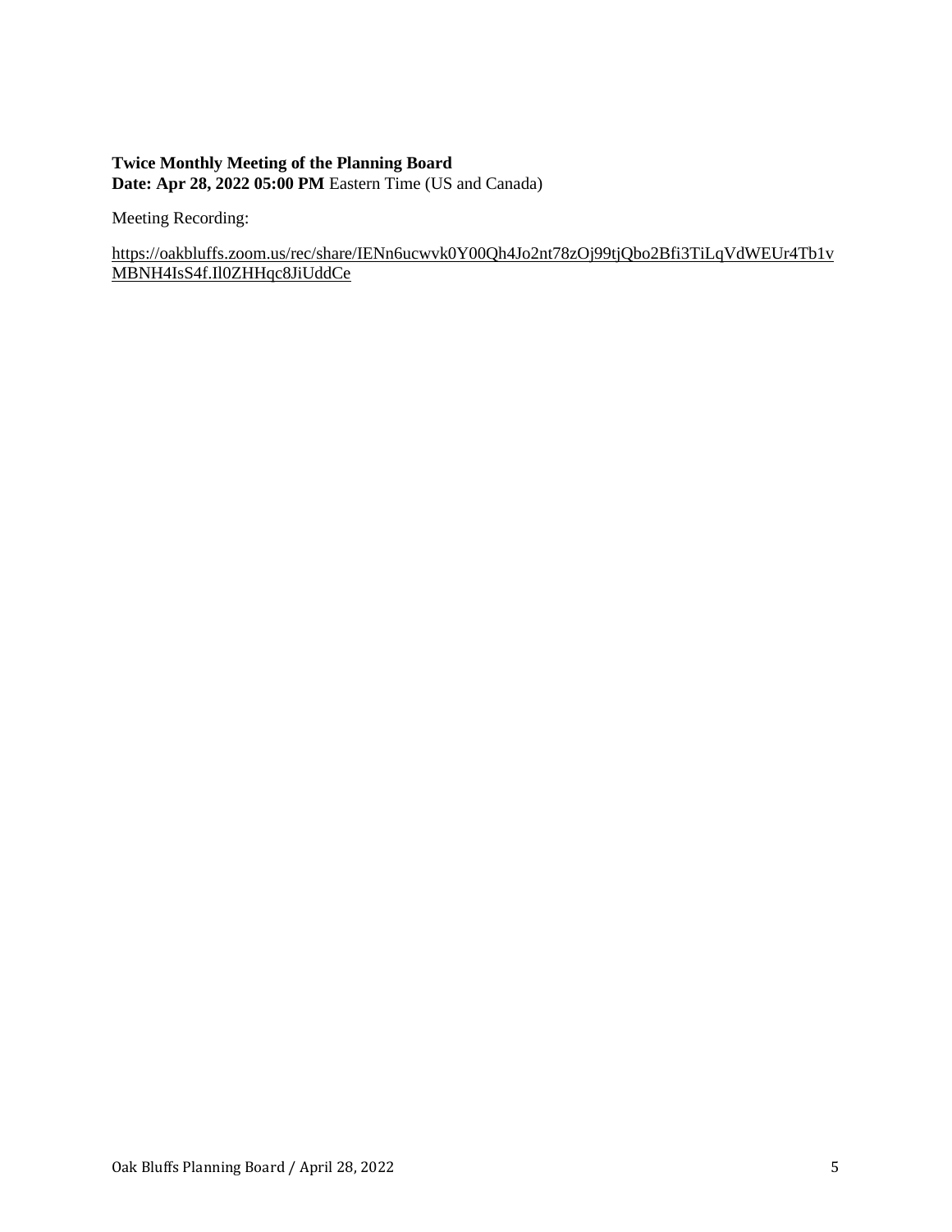**Twice Monthly Meeting of the Planning Board**
**Date: Apr 28, 2022 05:00 PM** Eastern Time (US and Canada)

Meeting Recording:

https://oakbluffs.zoom.us/rec/share/IENn6ucwvk0Y00Qh4Jo2nt78zOj99tjQbo2Bfi3TiLqVdWEUr4Tb1vMBNH4IsS4f.Il0ZHHqc8JiUddCe